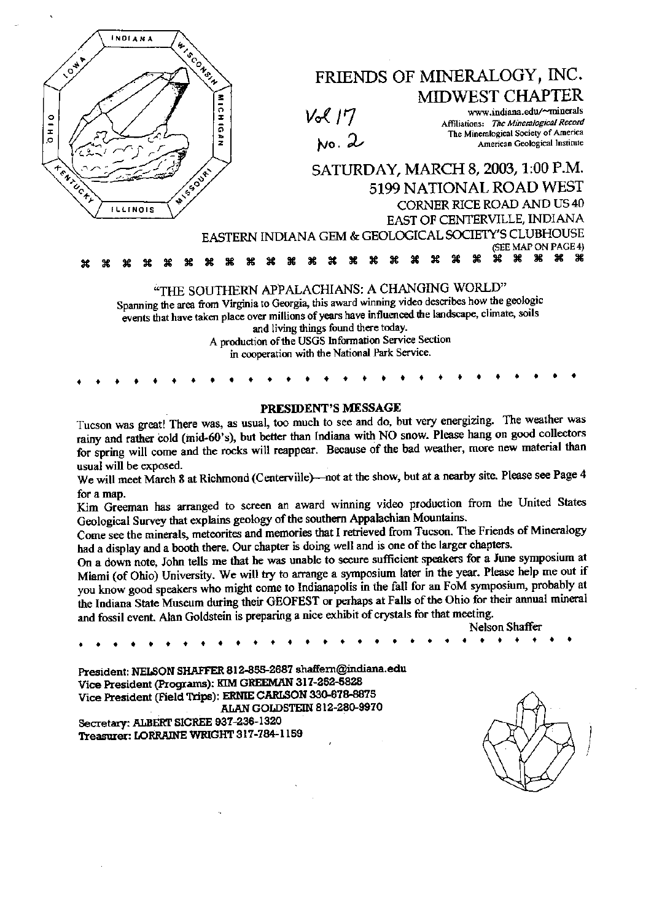# FRIENDS OF MINERALOGY, INC.
## MIDWEST CHAPTER

Vol 17
No. 2

www.indiana.edu/~minerals
Affiliations: *The Mineralogical Record*
The Mineralogical Society of America
American Geological Institute

## SATURDAY, MARCH 8, 2003, 1:00 P.M.
## 5199 NATIONAL ROAD WEST

CORNER RICE ROAD AND US 40
EAST OF CENTERVILLE, INDIANA
EASTERN INDIANA GEM & GEOLOGICAL SOCIETY'S CLUBHOUSE
(SEE MAP ON PAGE 4)

---

"THE SOUTHERN APPALACHIANS: A CHANGING WORLD"

Spanning the area from Virginia to Georgia, this award winning video describes how the geologic events that have taken place over millions of years have influenced the landscape, climate, soils and living things found there today.
A production of the USGS Information Service Section in cooperation with the National Park Service.

---

### PRESIDENT'S MESSAGE

Tucson was great! There was, as usual, too much to see and do, but very energizing. The weather was rainy and rather cold (mid-60's), but better than Indiana with NO snow. Please hang on good collectors for spring will come and the rocks will reappear. Because of the bad weather, more new material than usual will be exposed.

We will meet March 8 at Richmond (Centerville)—not at the show, but at a nearby site. Please see Page 4 for a map.

Kim Greeman has arranged to screen an award winning video production from the United States Geological Survey that explains geology of the southern Appalachian Mountains.

Come see the minerals, meteorites and memories that I retrieved from Tucson. The Friends of Mineralogy had a display and a booth there. Our chapter is doing well and is one of the larger chapters.

On a down note, John tells me that he was unable to secure sufficient speakers for a June symposium at Miami (of Ohio) University. We will try to arrange a symposium later in the year. Please help me out if you know good speakers who might come to Indianapolis in the fall for an FoM symposium, probably at the Indiana State Museum during their GEOFEST or perhaps at Falls of the Ohio for their annual mineral and fossil event. Alan Goldstein is preparing a nice exhibit of crystals for that meeting.

Nelson Shaffer

---

President: **NELSON SHAFFER** 812-855-2687 shaffern@indiana.edu
Vice President (Programs): **KIM GREEMAN** 317-252-5828
Vice President (Field Trips): **ERNIE CARLSON** 330-678-8875
**ALAN GOLDSTEIN** 812-280-9970
Secretary: **ALBERT SICREE** 937-236-1320
Treasurer: **LORRAINE WRIGHT** 317-784-1159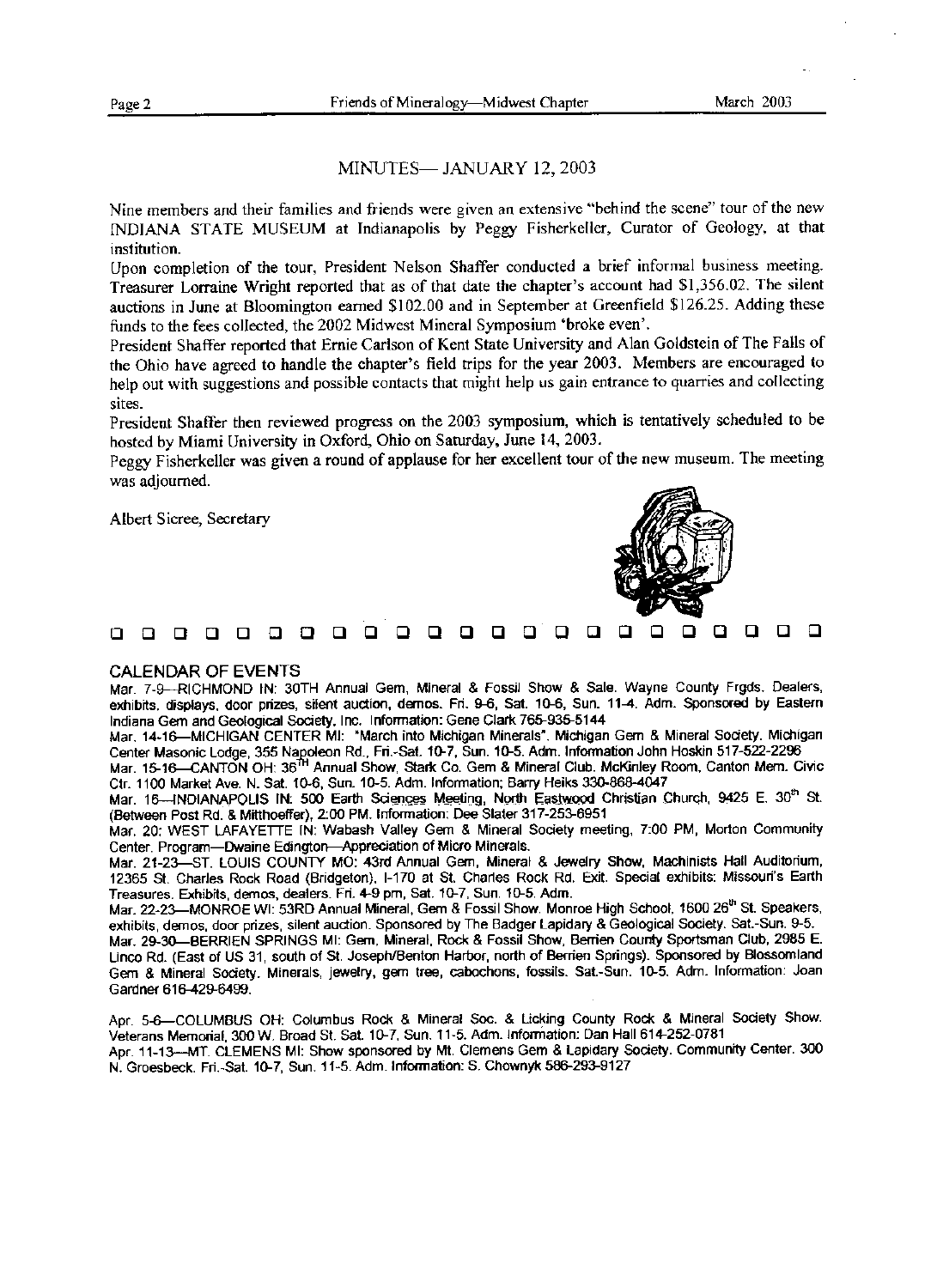## MINUTES— JANUARY 12, 2003

Nine members and their families and friends were given an extensive "behind the scene" tour of the new INDIANA STATE MUSEUM at Indianapolis by Peggy Fisherkeller, Curator of Geology, at that institution.

Upon completion of the tour, President Nelson Shaffer conducted a brief informal business meeting. Treasurer Lorraine Wright reported that as of that date the chapter's account had $1,356.02. The silent auctions in June at Bloomington earned $102.00 and in September at Greenfield $126.25. Adding these funds to the fees collected, the 2002 Midwest Mineral Symposium 'broke even'.

President Shaffer reported that Ernie Carlson of Kent State University and Alan Goldstein of The Falls of the Ohio have agreed to handle the chapter's field trips for the year 2003. Members are encouraged to help out with suggestions and possible contacts that might help us gain entrance to quarries and collecting sites.

President Shaffer then reviewed progress on the 2003 symposium, which is tentatively scheduled to be hosted by Miami University in Oxford, Ohio on Saturday, June 14, 2003.

Peggy Fisherkeller was given a round of applause for her excellent tour of the new museum. The meeting was adjourned.

Albert Sicree, Secretary

## CALENDAR OF EVENTS

Mar. 7-9—RICHMOND IN: 30TH Annual Gem, Mineral & Fossil Show & Sale. Wayne County Frgds. Dealers, exhibits, displays, door prizes, silent auction, demos. Fri. 9-6, Sat. 10-6, Sun. 11-4. Adm. Sponsored by Eastern Indiana Gem and Geological Society, Inc. Information: Gene Clark 765-935-5144

Mar. 14-16—MICHIGAN CENTER MI: "March into Michigan Minerals". Michigan Gem & Mineral Society. Michigan Center Masonic Lodge, 355 Napoleon Rd., Fri.-Sat. 10-7, Sun. 10-5. Adm. Information John Hoskin 517-522-2296

Mar. 15-16—CANTON OH: 36TH Annual Show, Stark Co. Gem & Mineral Club. McKinley Room, Canton Mem. Civic Ctr. 1100 Market Ave. N. Sat. 10-6, Sun. 10-5. Adm. Information; Barry Heiks 330-868-4047

Mar. 16—INDIANAPOLIS IN: 500 Earth Sciences Meeting, North Eastwood Christian Church, 9425 E. 30th St. (Between Post Rd. & Mitthoeffer), 2:00 PM. Information: Dee Slater 317-253-6951

Mar. 20: WEST LAFAYETTE IN: Wabash Valley Gem & Mineral Society meeting, 7:00 PM, Morton Community Center. Program—Dwaine Edington—Appreciation of Micro Minerals.

Mar. 21-23—ST. LOUIS COUNTY MO: 43rd Annual Gem, Mineral & Jewelry Show, Machinists Hall Auditorium, 12365 St. Charles Rock Road (Bridgeton), I-170 at St. Charles Rock Rd. Exit. Special exhibits: Missouri's Earth Treasures. Exhibits, demos, dealers. Fri. 4-9 pm, Sat. 10-7, Sun. 10-5. Adm.

Mar. 22-23—MONROE WI: 53RD Annual Mineral, Gem & Fossil Show. Monroe High School, 1600 26th St. Speakers, exhibits, demos, door prizes, silent auction. Sponsored by The Badger Lapidary & Geological Society. Sat.-Sun. 9-5.

Mar. 29-30—BERRIEN SPRINGS MI: Gem, Mineral, Rock & Fossil Show, Berrien County Sportsman Club, 2985 E. Linco Rd. (East of US 31, south of St. Joseph/Benton Harbor, north of Berrien Springs). Sponsored by Blossomland Gem & Mineral Society. Minerals, jewelry, gem tree, cabochons, fossils. Sat.-Sun. 10-5. Adm. Information: Joan Gardner 616-429-6499.

Apr. 5-6—COLUMBUS OH: Columbus Rock & Mineral Soc. & Licking County Rock & Mineral Society Show. Veterans Memorial, 300 W. Broad St. Sat. 10-7, Sun. 11-5. Adm. Information: Dan Hall 614-252-0781

Apr. 11-13—MT. CLEMENS MI: Show sponsored by Mt. Clemens Gem & Lapidary Society. Community Center. 300 N. Groesbeck. Fri.-Sat. 10-7, Sun. 11-5. Adm. Information: S. Chownyk 586-293-9127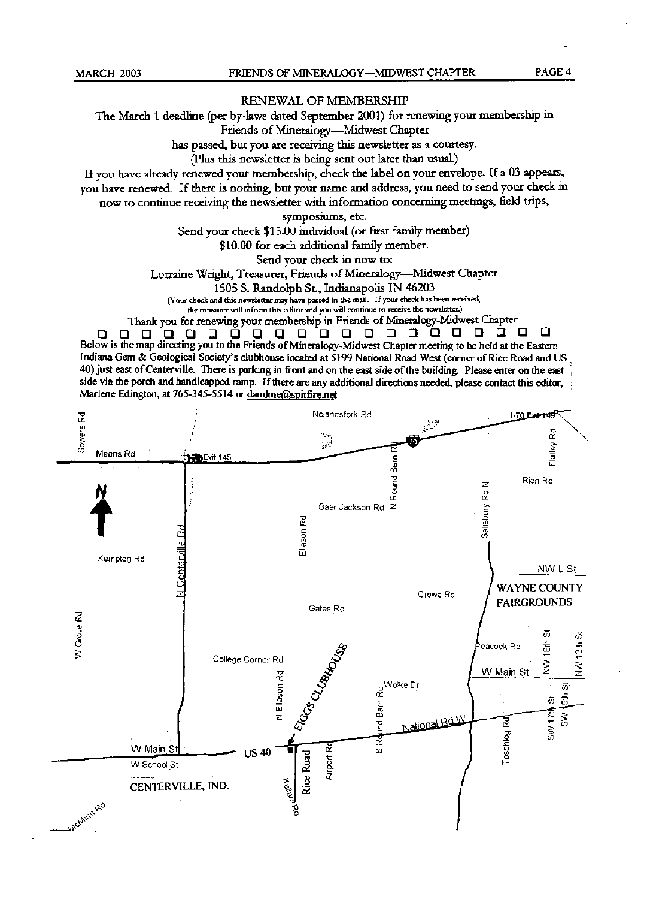## RENEWAL OF MEMBERSHIP

The March 1 deadline (per by-laws dated September 2001) for renewing your membership in Friends of Mineralogy—Midwest Chapter has passed, but you are receiving this newsletter as a courtesy.

(Plus this newsletter is being sent out later than usual.)

If you have already renewed your membership, check the label on your envelope. If a 03 appears, you have renewed. If there is nothing, but your name and address, you need to send your check in now to continue receiving the newsletter with information concerning meetings, field trips, symposiums, etc.

Send your check $15.00 individual (or first family member)

$10.00 for each additional family member.

Send your check in now to:

Lorraine Wright, Treasurer, Friends of Mineralogy—Midwest Chapter
1505 S. Randolph St., Indianapolis IN 46203

(Your check and this newsletter may have passed in the mail. If your check has been received, the treasurer will inform this editor and you will continue to receive the newsletter.)

Thank you for renewing your membership in Friends of Mineralogy-Midwest Chapter.

❑ ❑ ❑ ❑ ❑ ❑ ❑ ❑ ❑ ❑ ❑ ❑ ❑ ❑ ❑ ❑ ❑ ❑ ❑ ❑ ❑

**Below is the map directing you to the Friends of Mineralogy-Midwest Chapter meeting to be held at the Eastern Indiana Gem & Geological Society's clubhouse located at 5199 National Road West (corner of Rice Road and US 40) just east of Centerville. There is parking in front and on the east side of the building. Please enter on the east side via the porch and handicapped ramp. If there are any additional directions needed, please contact this editor, Marlene Edington, at 765-345-5514 or dandme@spitfire.net**

Nolandsfork Rd
I-70 Exit 149
Sowers Rd
Means Rd
I-70 Exit 145
Flatley Rd
N Round Barn Rd
Rich Rd
N
Salisbury Rd N
Gaar Jackson Rd
Ellison Rd
N Centerville Rd
Kempton Rd
NW L St
WAYNE COUNTY FAIRGROUNDS
Crowe Rd
Gates Rd
W Grove Rd
Peacock Rd
NW 16th St
NW 13th St
EIGGS CLUBHOUSE
College Corner Rd
W Main St
N Ellison Rd
Wolke Dr
S Round Barn Rd
SW 17th St
SW 15th St
National Rd W
Toschlog Rd
W Main St
US 40
W School St
Rice Road
Airport Rd
CENTERVILLE, IND.
Kellam Rd
McMinn Rd